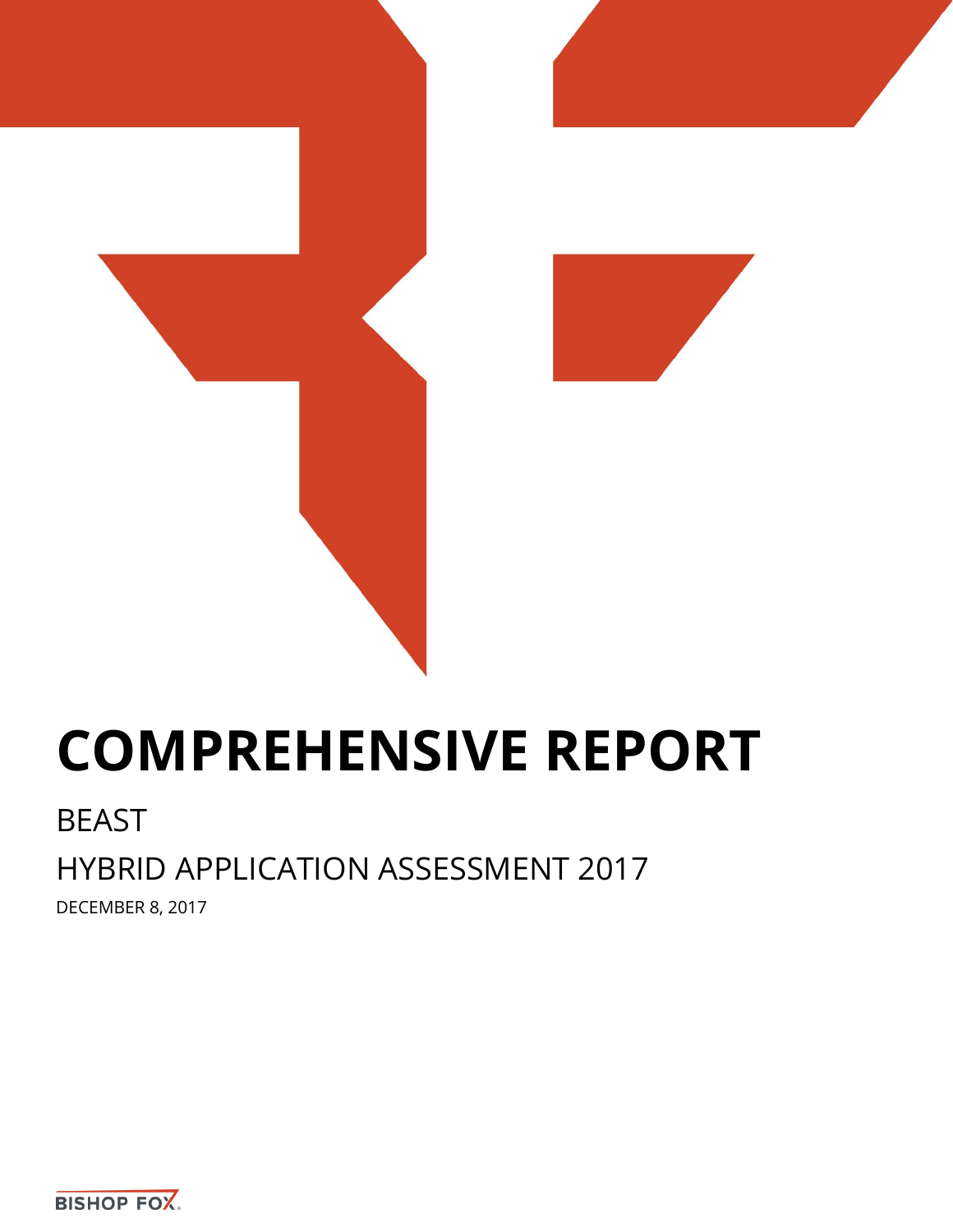# COMPREHENSIVE REPORT

BEAST

HYBRID APPLICATION ASSESSMENT 2017

DECEMBER 8, 2017

BISHOP FOX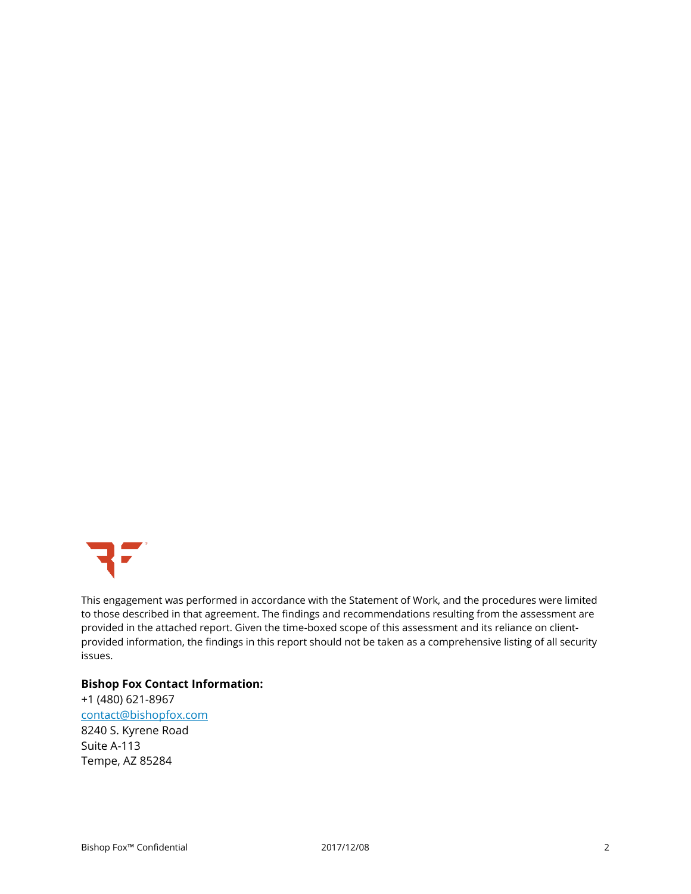This engagement was performed in accordance with the Statement of Work, and the procedures were limited to those described in that agreement. The findings and recommendations resulting from the assessment are provided in the attached report. Given the time-boxed scope of this assessment and its reliance on client-provided information, the findings in this report should not be taken as a comprehensive listing of all security issues.

**Bishop Fox Contact Information:**
+1 (480) 621-8967
contact@bishopfox.com
8240 S. Kyrene Road
Suite A-113
Tempe, AZ 85284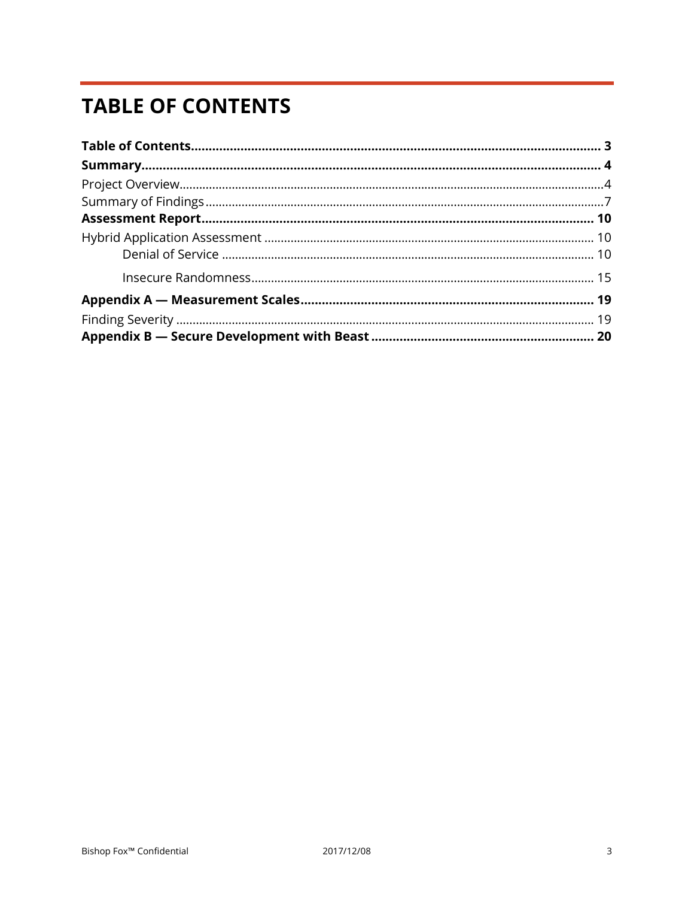# TABLE OF CONTENTS

**Table of Contents** .......... **3**

**Summary** .......... **4**

Project Overview .......... 4

Summary of Findings .......... 7

**Assessment Report** .......... **10**

Hybrid Application Assessment .......... 10

- Denial of Service .......... 10
- Insecure Randomness .......... 15

**Appendix A — Measurement Scales** .......... **19**

Finding Severity .......... 19

**Appendix B — Secure Development with Beast** .......... **20**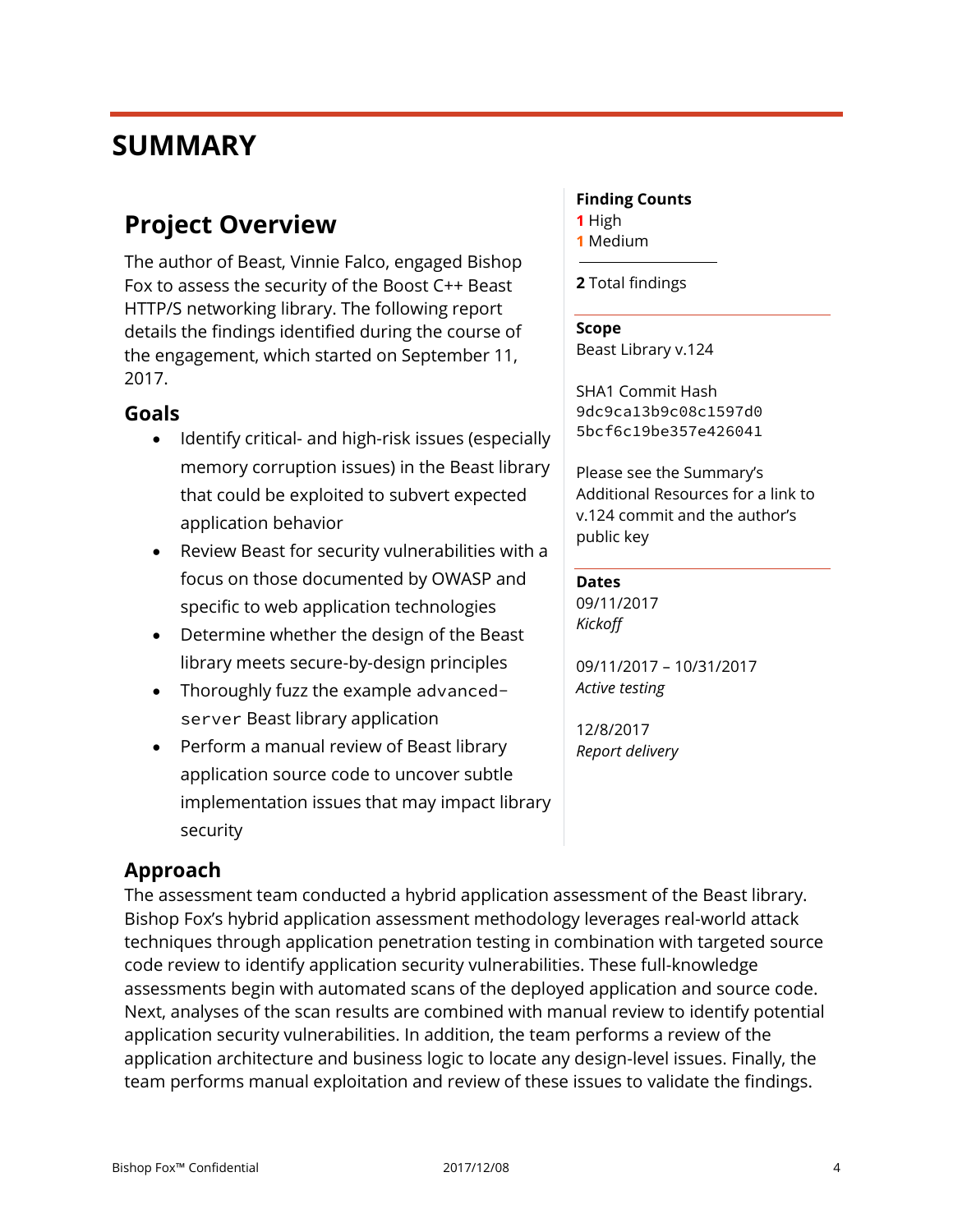# SUMMARY

## Project Overview

The author of Beast, Vinnie Falco, engaged Bishop Fox to assess the security of the Boost C++ Beast HTTP/S networking library. The following report details the findings identified during the course of the engagement, which started on September 11, 2017.

### Goals

- Identify critical- and high-risk issues (especially memory corruption issues) in the Beast library that could be exploited to subvert expected application behavior
- Review Beast for security vulnerabilities with a focus on those documented by OWASP and specific to web application technologies
- Determine whether the design of the Beast library meets secure-by-design principles
- Thoroughly fuzz the example `advanced-server` Beast library application
- Perform a manual review of Beast library application source code to uncover subtle implementation issues that may impact library security

**Finding Counts**
**1** High
**1** Medium

**2** Total findings

**Scope**
Beast Library v.124

SHA1 Commit Hash
`9dc9ca13b9c08c1597d0 5bcf6c19be357e426041`

Please see the Summary's Additional Resources for a link to v.124 commit and the author's public key

**Dates**
09/11/2017
*Kickoff*

09/11/2017 – 10/31/2017
*Active testing*

12/8/2017
*Report delivery*

### Approach

The assessment team conducted a hybrid application assessment of the Beast library. Bishop Fox's hybrid application assessment methodology leverages real-world attack techniques through application penetration testing in combination with targeted source code review to identify application security vulnerabilities. These full-knowledge assessments begin with automated scans of the deployed application and source code. Next, analyses of the scan results are combined with manual review to identify potential application security vulnerabilities. In addition, the team performs a review of the application architecture and business logic to locate any design-level issues. Finally, the team performs manual exploitation and review of these issues to validate the findings.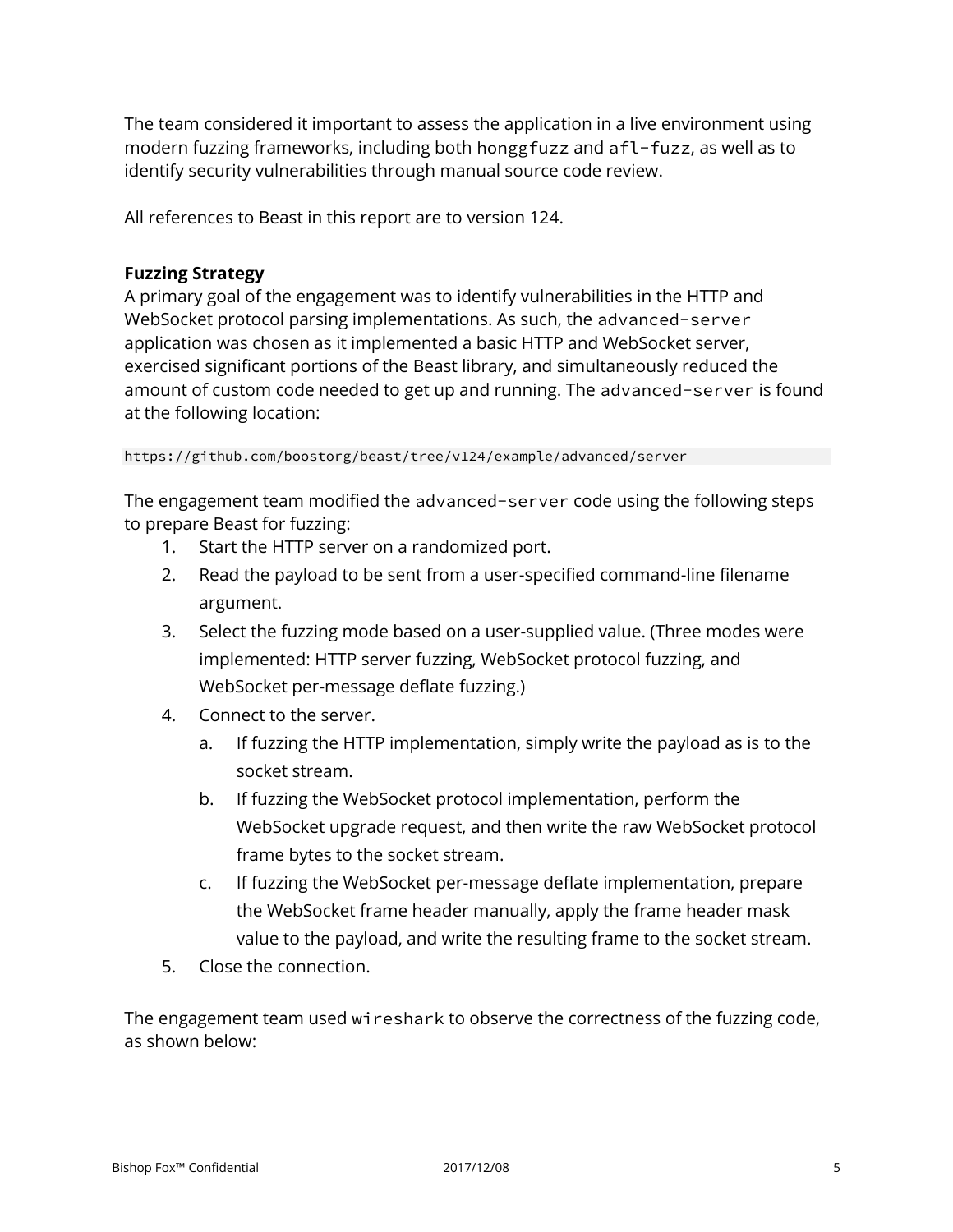The team considered it important to assess the application in a live environment using modern fuzzing frameworks, including both `honggfuzz` and `afl-fuzz`, as well as to identify security vulnerabilities through manual source code review.

All references to Beast in this report are to version 124.

**Fuzzing Strategy**

A primary goal of the engagement was to identify vulnerabilities in the HTTP and WebSocket protocol parsing implementations. As such, the `advanced-server` application was chosen as it implemented a basic HTTP and WebSocket server, exercised significant portions of the Beast library, and simultaneously reduced the amount of custom code needed to get up and running. The `advanced-server` is found at the following location:

```
https://github.com/boostorg/beast/tree/v124/example/advanced/server
```

The engagement team modified the `advanced-server` code using the following steps to prepare Beast for fuzzing:

1. Start the HTTP server on a randomized port.
2. Read the payload to be sent from a user-specified command-line filename argument.
3. Select the fuzzing mode based on a user-supplied value. (Three modes were implemented: HTTP server fuzzing, WebSocket protocol fuzzing, and WebSocket per-message deflate fuzzing.)
4. Connect to the server.
    a. If fuzzing the HTTP implementation, simply write the payload as is to the socket stream.
    b. If fuzzing the WebSocket protocol implementation, perform the WebSocket upgrade request, and then write the raw WebSocket protocol frame bytes to the socket stream.
    c. If fuzzing the WebSocket per-message deflate implementation, prepare the WebSocket frame header manually, apply the frame header mask value to the payload, and write the resulting frame to the socket stream.
5. Close the connection.

The engagement team used `wireshark` to observe the correctness of the fuzzing code, as shown below: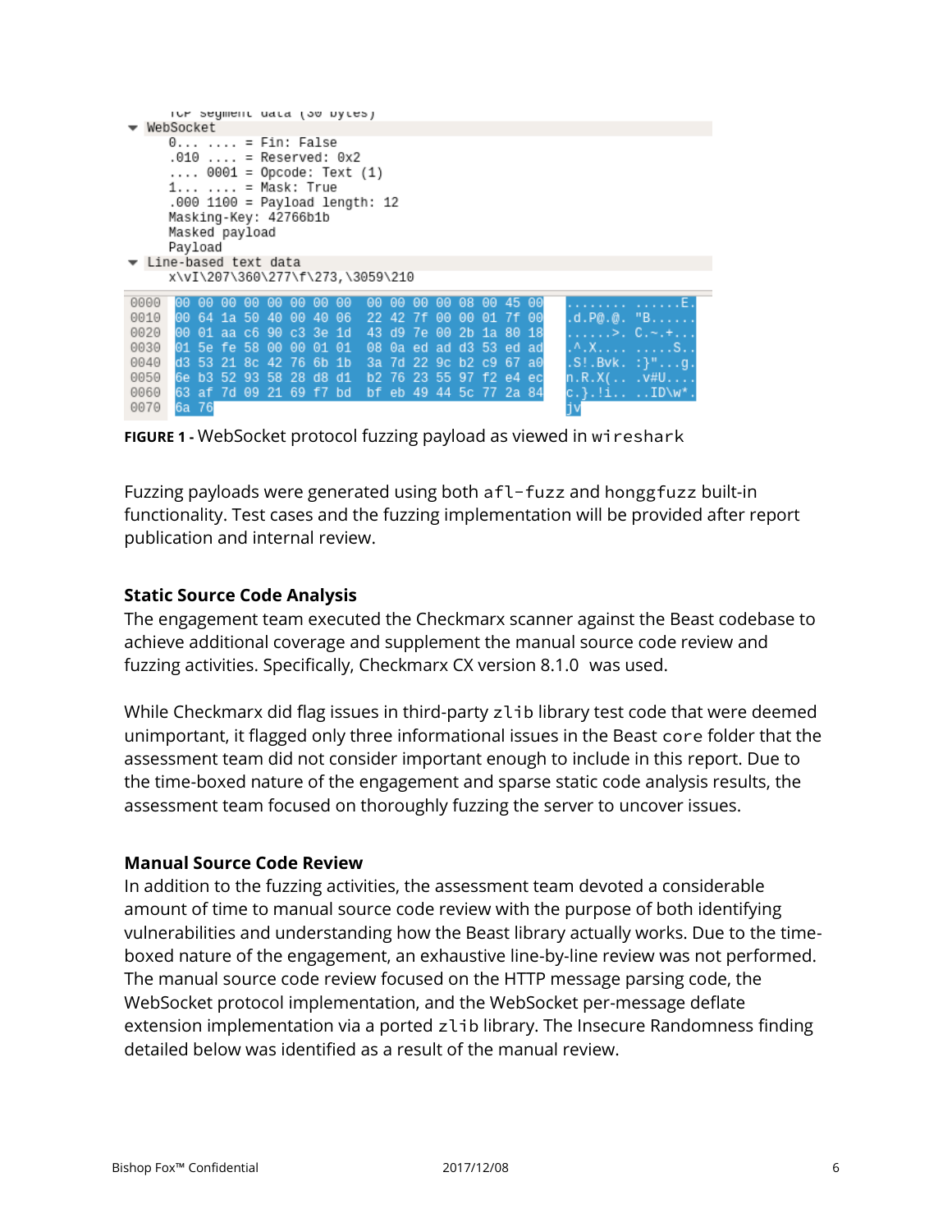```
TCP segment data (30 bytes)
▼ WebSocket
    0... .... = Fin: False
    .010 .... = Reserved: 0x2
    .... 0001 = Opcode: Text (1)
    1... .... = Mask: True
    .000 1100 = Payload length: 12
    Masking-Key: 42766b1b
    Masked payload
    Payload
▼ Line-based text data
    x\vI\207\360\277\f\273,\3059\210

0000  00 00 00 00 00 00 00 00  00 00 00 00 08 00 45 00   ........ ......E.
0010  00 64 1a 50 40 00 40 06  22 42 7f 00 00 01 7f 00   .d.P@.@. "B......
0020  00 01 aa c6 90 c3 3e 1d  43 d9 7e 00 2b 1a 80 18   ......>. C.~.+...
0030  01 5e fe 58 00 00 01 01  08 0a ed ad d3 53 ed ad   .^.X.... .....S..
0040  d3 53 21 8c 42 76 6b 1b  3a 7d 22 9c b2 c9 67 a0   .S!.Bvk. :}"...g.
0050  6e b3 52 93 58 28 d8 d1  b2 76 23 55 97 f2 e4 ec   n.R.X(.. .v#U....
0060  63 af 7d 09 21 69 f7 bd  bf eb 49 44 5c 77 2a 84   c.}.!i.. ..ID\w*.
0070  6a 76                                              jv
```

**FIGURE 1 -** WebSocket protocol fuzzing payload as viewed in `wireshark`

Fuzzing payloads were generated using both `afl-fuzz` and `honggfuzz` built-in functionality. Test cases and the fuzzing implementation will be provided after report publication and internal review.

### Static Source Code Analysis

The engagement team executed the Checkmarx scanner against the Beast codebase to achieve additional coverage and supplement the manual source code review and fuzzing activities. Specifically, Checkmarx CX version 8.1.0 was used.

While Checkmarx did flag issues in third-party `zlib` library test code that were deemed unimportant, it flagged only three informational issues in the Beast `core` folder that the assessment team did not consider important enough to include in this report. Due to the time-boxed nature of the engagement and sparse static code analysis results, the assessment team focused on thoroughly fuzzing the server to uncover issues.

### Manual Source Code Review

In addition to the fuzzing activities, the assessment team devoted a considerable amount of time to manual source code review with the purpose of both identifying vulnerabilities and understanding how the Beast library actually works. Due to the time-boxed nature of the engagement, an exhaustive line-by-line review was not performed. The manual source code review focused on the HTTP message parsing code, the WebSocket protocol implementation, and the WebSocket per-message deflate extension implementation via a ported `zlib` library. The Insecure Randomness finding detailed below was identified as a result of the manual review.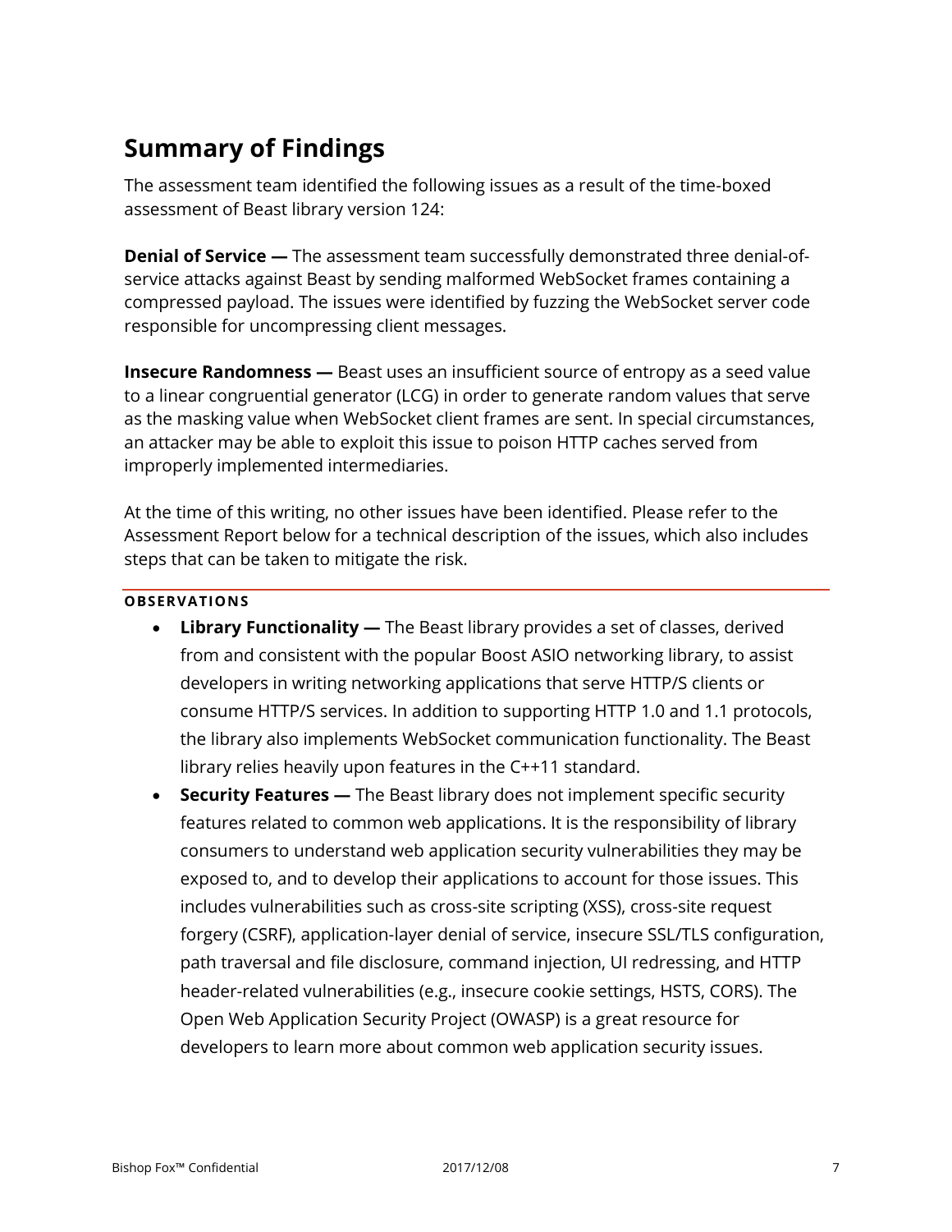## Summary of Findings

The assessment team identified the following issues as a result of the time-boxed assessment of Beast library version 124:

**Denial of Service —** The assessment team successfully demonstrated three denial-of-service attacks against Beast by sending malformed WebSocket frames containing a compressed payload. The issues were identified by fuzzing the WebSocket server code responsible for uncompressing client messages.

**Insecure Randomness —** Beast uses an insufficient source of entropy as a seed value to a linear congruential generator (LCG) in order to generate random values that serve as the masking value when WebSocket client frames are sent. In special circumstances, an attacker may be able to exploit this issue to poison HTTP caches served from improperly implemented intermediaries.

At the time of this writing, no other issues have been identified. Please refer to the Assessment Report below for a technical description of the issues, which also includes steps that can be taken to mitigate the risk.

### OBSERVATIONS

- **Library Functionality —** The Beast library provides a set of classes, derived from and consistent with the popular Boost ASIO networking library, to assist developers in writing networking applications that serve HTTP/S clients or consume HTTP/S services. In addition to supporting HTTP 1.0 and 1.1 protocols, the library also implements WebSocket communication functionality. The Beast library relies heavily upon features in the C++11 standard.
- **Security Features —** The Beast library does not implement specific security features related to common web applications. It is the responsibility of library consumers to understand web application security vulnerabilities they may be exposed to, and to develop their applications to account for those issues. This includes vulnerabilities such as cross-site scripting (XSS), cross-site request forgery (CSRF), application-layer denial of service, insecure SSL/TLS configuration, path traversal and file disclosure, command injection, UI redressing, and HTTP header-related vulnerabilities (e.g., insecure cookie settings, HSTS, CORS). The Open Web Application Security Project (OWASP) is a great resource for developers to learn more about common web application security issues.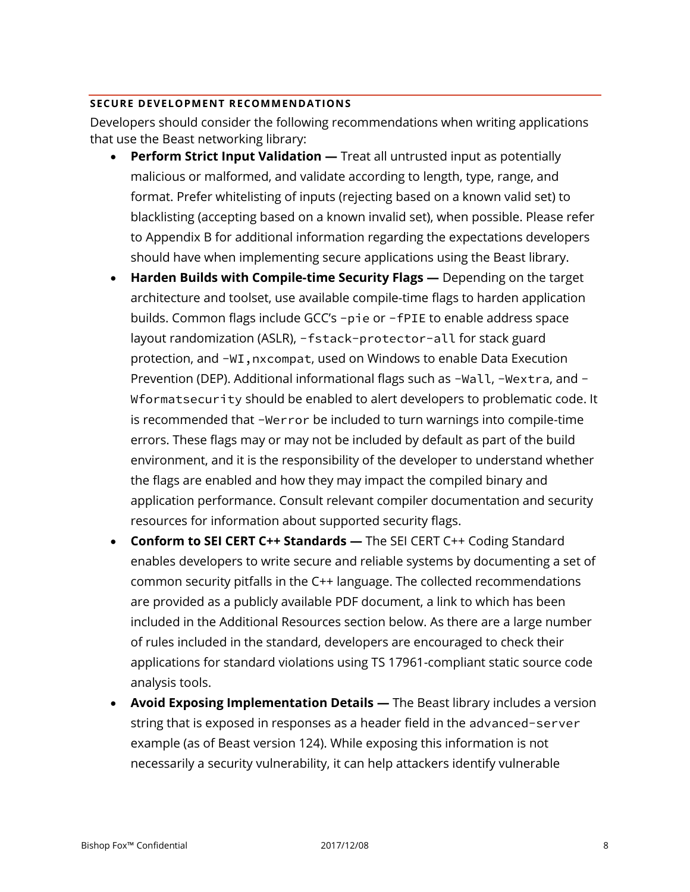## SECURE DEVELOPMENT RECOMMENDATIONS

Developers should consider the following recommendations when writing applications that use the Beast networking library:

- **Perform Strict Input Validation —** Treat all untrusted input as potentially malicious or malformed, and validate according to length, type, range, and format. Prefer whitelisting of inputs (rejecting based on a known valid set) to blacklisting (accepting based on a known invalid set), when possible. Please refer to Appendix B for additional information regarding the expectations developers should have when implementing secure applications using the Beast library.
- **Harden Builds with Compile-time Security Flags —** Depending on the target architecture and toolset, use available compile-time flags to harden application builds. Common flags include GCC's `-pie` or `-fPIE` to enable address space layout randomization (ASLR), `-fstack-protector-all` for stack guard protection, and `-WI,nxcompat`, used on Windows to enable Data Execution Prevention (DEP). Additional informational flags such as `-Wall`, `-Wextra`, and `-Wformatsecurity` should be enabled to alert developers to problematic code. It is recommended that `-Werror` be included to turn warnings into compile-time errors. These flags may or may not be included by default as part of the build environment, and it is the responsibility of the developer to understand whether the flags are enabled and how they may impact the compiled binary and application performance. Consult relevant compiler documentation and security resources for information about supported security flags.
- **Conform to SEI CERT C++ Standards —** The SEI CERT C++ Coding Standard enables developers to write secure and reliable systems by documenting a set of common security pitfalls in the C++ language. The collected recommendations are provided as a publicly available PDF document, a link to which has been included in the Additional Resources section below. As there are a large number of rules included in the standard, developers are encouraged to check their applications for standard violations using TS 17961-compliant static source code analysis tools.
- **Avoid Exposing Implementation Details —** The Beast library includes a version string that is exposed in responses as a header field in the `advanced-server` example (as of Beast version 124). While exposing this information is not necessarily a security vulnerability, it can help attackers identify vulnerable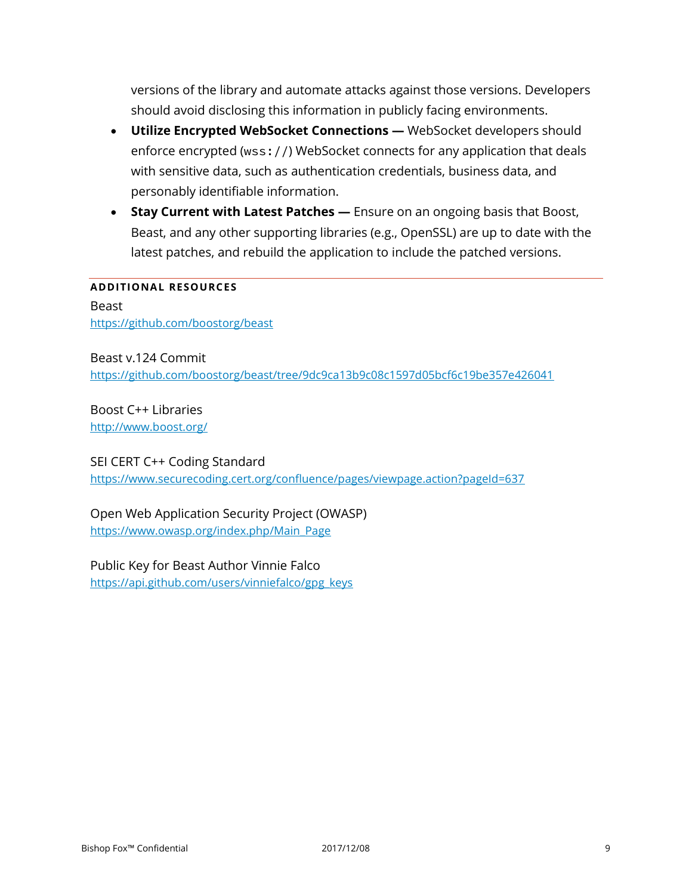versions of the library and automate attacks against those versions. Developers should avoid disclosing this information in publicly facing environments.

- **Utilize Encrypted WebSocket Connections —** WebSocket developers should enforce encrypted (`wss://`) WebSocket connects for any application that deals with sensitive data, such as authentication credentials, business data, and personably identifiable information.
- **Stay Current with Latest Patches —** Ensure on an ongoing basis that Boost, Beast, and any other supporting libraries (e.g., OpenSSL) are up to date with the latest patches, and rebuild the application to include the patched versions.

## ADDITIONAL RESOURCES

Beast
https://github.com/boostorg/beast

Beast v.124 Commit
https://github.com/boostorg/beast/tree/9dc9ca13b9c08c1597d05bcf6c19be357e426041

Boost C++ Libraries
http://www.boost.org/

SEI CERT C++ Coding Standard
https://www.securecoding.cert.org/confluence/pages/viewpage.action?pageId=637

Open Web Application Security Project (OWASP)
https://www.owasp.org/index.php/Main_Page

Public Key for Beast Author Vinnie Falco
https://api.github.com/users/vinniefalco/gpg_keys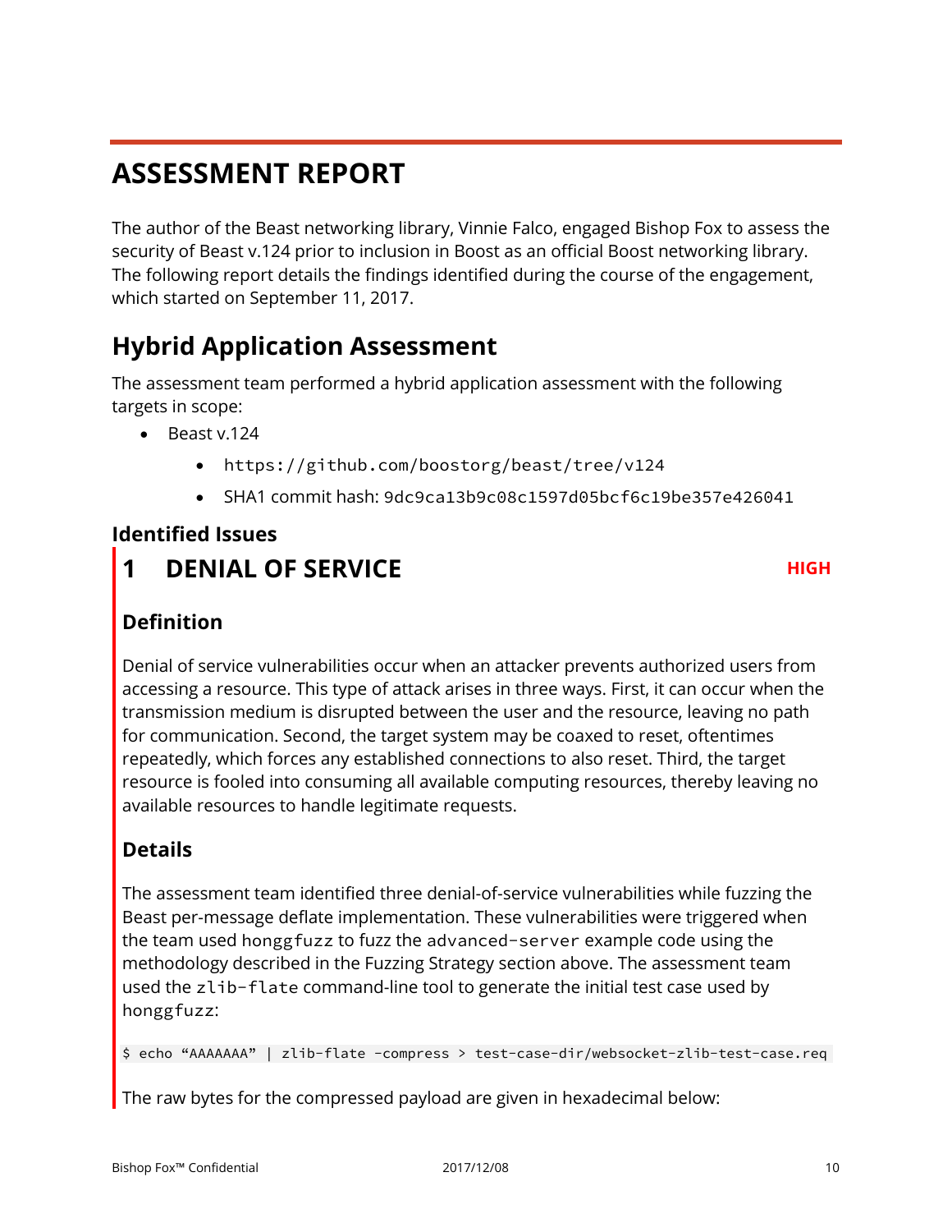# ASSESSMENT REPORT

The author of the Beast networking library, Vinnie Falco, engaged Bishop Fox to assess the security of Beast v.124 prior to inclusion in Boost as an official Boost networking library. The following report details the findings identified during the course of the engagement, which started on September 11, 2017.

## Hybrid Application Assessment

The assessment team performed a hybrid application assessment with the following targets in scope:

- Beast v.124
  - `https://github.com/boostorg/beast/tree/v124`
  - SHA1 commit hash: `9dc9ca13b9c08c1597d05bcf6c19be357e426041`

### Identified Issues

## 1 DENIAL OF SERVICE

**HIGH**

### Definition

Denial of service vulnerabilities occur when an attacker prevents authorized users from accessing a resource. This type of attack arises in three ways. First, it can occur when the transmission medium is disrupted between the user and the resource, leaving no path for communication. Second, the target system may be coaxed to reset, oftentimes repeatedly, which forces any established connections to also reset. Third, the target resource is fooled into consuming all available computing resources, thereby leaving no available resources to handle legitimate requests.

### Details

The assessment team identified three denial-of-service vulnerabilities while fuzzing the Beast per-message deflate implementation. These vulnerabilities were triggered when the team used `honggfuzz` to fuzz the `advanced-server` example code using the methodology described in the Fuzzing Strategy section above. The assessment team used the `zlib-flate` command-line tool to generate the initial test case used by `honggfuzz`:

```
$ echo “AAAAAAA” | zlib-flate -compress > test-case-dir/websocket-zlib-test-case.req
```

The raw bytes for the compressed payload are given in hexadecimal below: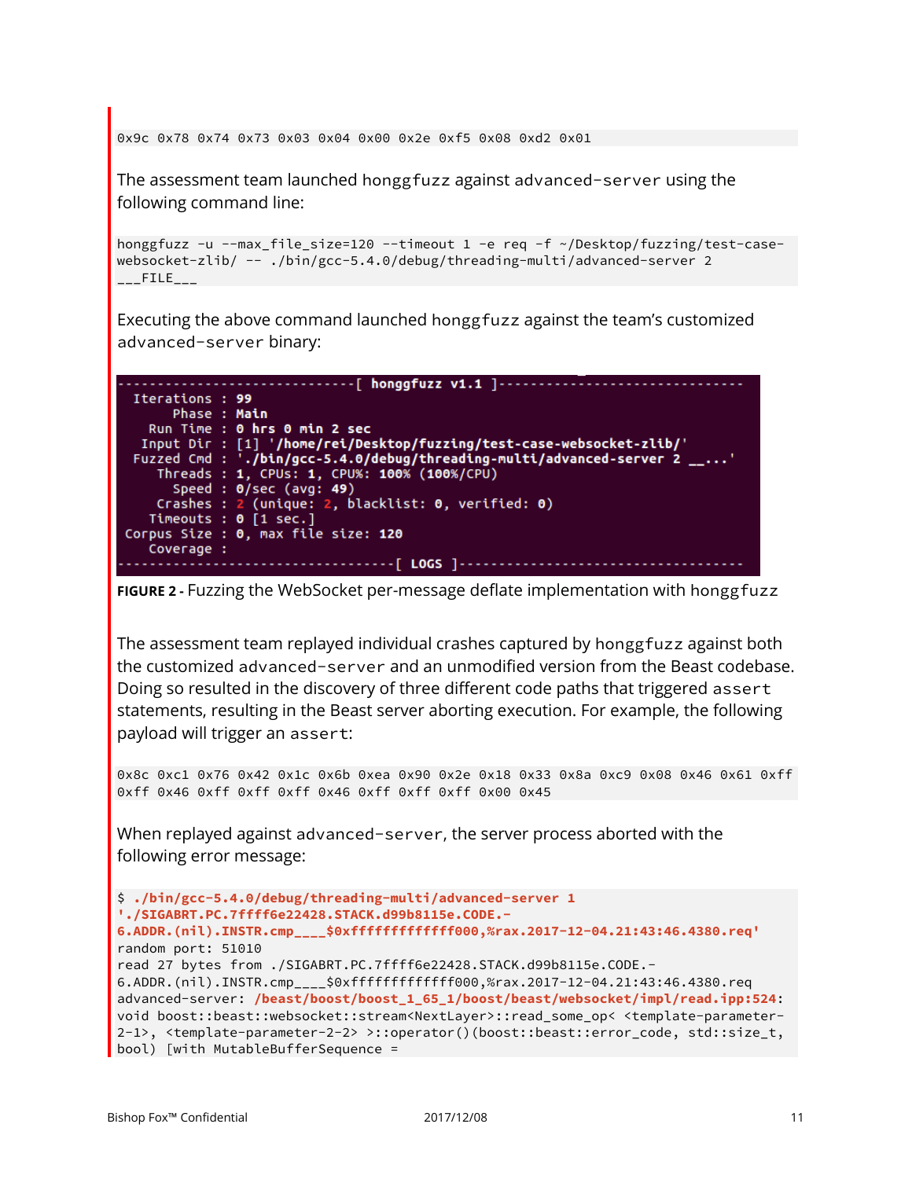```
0x9c 0x78 0x74 0x73 0x03 0x04 0x00 0x2e 0xf5 0x08 0xd2 0x01
```

The assessment team launched honggfuzz against advanced-server using the following command line:

```
honggfuzz -u --max_file_size=120 --timeout 1 -e req -f ~/Desktop/fuzzing/test-case-websocket-zlib/ -- ./bin/gcc-5.4.0/debug/threading-multi/advanced-server 2 ___FILE___
```

Executing the above command launched honggfuzz against the team's customized advanced-server binary:

```
------------------------------[ honggfuzz v1.1 ]------------------------------
  Iterations : 99
       Phase : Main
    Run Time : 0 hrs 0 min 2 sec
   Input Dir : [1] '/home/rei/Desktop/fuzzing/test-case-websocket-zlib/'
  Fuzzed Cmd : './bin/gcc-5.4.0/debug/threading-multi/advanced-server 2 __...'
     Threads : 1, CPUs: 1, CPU%: 100% (100%/CPU)
       Speed : 0/sec (avg: 49)
     Crashes : 2 (unique: 2, blacklist: 0, verified: 0)
    Timeouts : 0 [1 sec.]
 Corpus Size : 0, max file size: 120
    Coverage :
-----------------------------------[ LOGS ]-----------------------------------
```

**FIGURE 2 -** Fuzzing the WebSocket per-message deflate implementation with honggfuzz

The assessment team replayed individual crashes captured by honggfuzz against both the customized advanced-server and an unmodified version from the Beast codebase. Doing so resulted in the discovery of three different code paths that triggered assert statements, resulting in the Beast server aborting execution. For example, the following payload will trigger an assert:

```
0x8c 0xc1 0x76 0x42 0x1c 0x6b 0xea 0x90 0x2e 0x18 0x33 0x8a 0xc9 0x08 0x46 0x61 0xff
0xff 0x46 0xff 0xff 0xff 0x46 0xff 0xff 0xff 0x00 0x45
```

When replayed against advanced-server, the server process aborted with the following error message:

```
$ ./bin/gcc-5.4.0/debug/threading-multi/advanced-server 1
'./SIGABRT.PC.7ffff6e22428.STACK.d99b8115e.CODE.-
6.ADDR.(nil).INSTR.cmp____$0xfffffffffffff000,%rax.2017-12-04.21:43:46.4380.req'
random port: 51010
read 27 bytes from ./SIGABRT.PC.7ffff6e22428.STACK.d99b8115e.CODE.-
6.ADDR.(nil).INSTR.cmp____$0xfffffffffffff000,%rax.2017-12-04.21:43:46.4380.req
advanced-server: /beast/boost/boost_1_65_1/boost/beast/websocket/impl/read.ipp:524:
void boost::beast::websocket::stream<NextLayer>::read_some_op< <template-parameter-
2-1>, <template-parameter-2-2> >::operator()(boost::beast::error_code, std::size_t,
bool) [with MutableBufferSequence =
```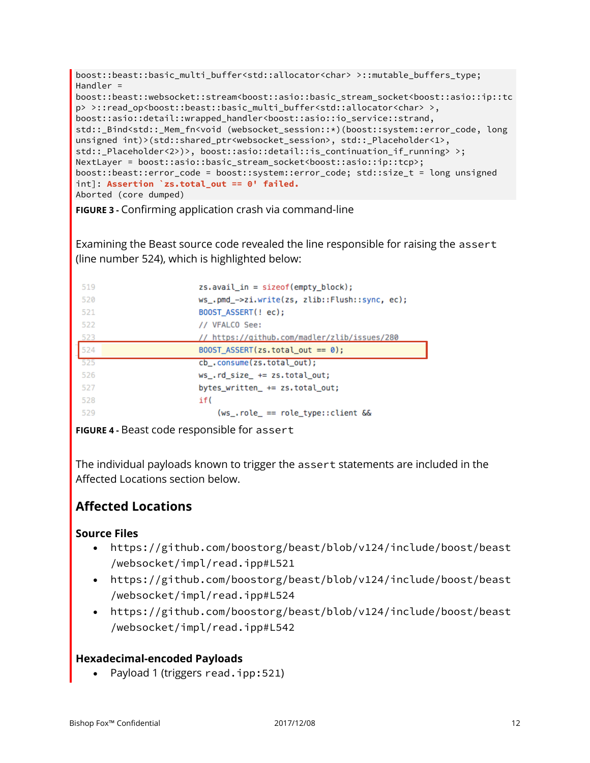```
boost::beast::basic_multi_buffer<std::allocator<char> >::mutable_buffers_type;
Handler =
boost::beast::websocket::stream<boost::asio::basic_stream_socket<boost::asio::ip::tc
p> >::read_op<boost::beast::basic_multi_buffer<std::allocator<char> >,
boost::asio::detail::wrapped_handler<boost::asio::io_service::strand,
std::_Bind<std::_Mem_fn<void (websocket_session::*)(boost::system::error_code, long
unsigned int)>(std::shared_ptr<websocket_session>, std::_Placeholder<1>,
std::_Placeholder<2>)>, boost::asio::detail::is_continuation_if_running> >;
NextLayer = boost::asio::basic_stream_socket<boost::asio::ip::tcp>;
boost::beast::error_code = boost::system::error_code; std::size_t = long unsigned
int]: Assertion `zs.total_out == 0' failed.
Aborted (core dumped)
```

**FIGURE 3 -** Confirming application crash via command-line

Examining the Beast source code revealed the line responsible for raising the `assert` (line number 524), which is highlighted below:

```
519                     zs.avail_in = sizeof(empty_block);
520                     ws_.pmd_->zi.write(zs, zlib::Flush::sync, ec);
521                     BOOST_ASSERT(! ec);
522                     // VFALCO See:
523                     // https://github.com/madler/zlib/issues/280
524                     BOOST_ASSERT(zs.total_out == 0);
525                     cb_.consume(zs.total_out);
526                     ws_.rd_size_ += zs.total_out;
527                     bytes_written_ += zs.total_out;
528                     if(
529                         (ws_.role_ == role_type::client &&
```

**FIGURE 4 -** Beast code responsible for `assert`

The individual payloads known to trigger the `assert` statements are included in the Affected Locations section below.

## Affected Locations

### Source Files

- https://github.com/boostorg/beast/blob/v124/include/boost/beast/websocket/impl/read.ipp#L521
- https://github.com/boostorg/beast/blob/v124/include/boost/beast/websocket/impl/read.ipp#L524
- https://github.com/boostorg/beast/blob/v124/include/boost/beast/websocket/impl/read.ipp#L542

### Hexadecimal-encoded Payloads

- Payload 1 (triggers `read.ipp:521`)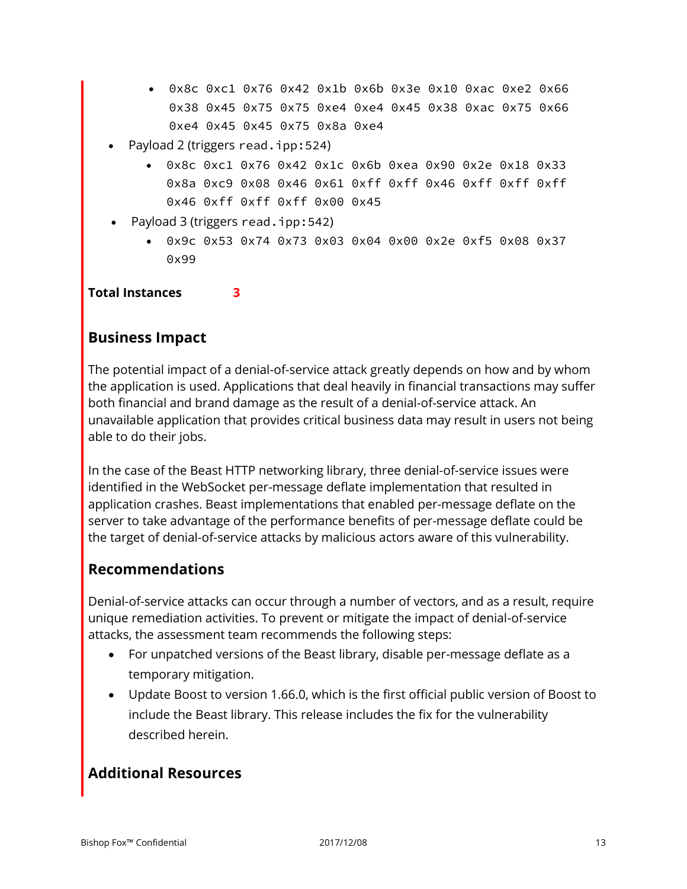- `0x8c 0xc1 0x76 0x42 0x1b 0x6b 0x3e 0x10 0xac 0xe2 0x66 0x38 0x45 0x75 0x75 0xe4 0xe4 0x45 0x38 0xac 0x75 0x66 0xe4 0x45 0x45 0x75 0x8a 0xe4`
- Payload 2 (triggers `read.ipp:524`)
    - `0x8c 0xc1 0x76 0x42 0x1c 0x6b 0xea 0x90 0x2e 0x18 0x33 0x8a 0xc9 0x08 0x46 0x61 0xff 0xff 0x46 0xff 0xff 0xff 0x46 0xff 0xff 0xff 0x00 0x45`
- Payload 3 (triggers `read.ipp:542`)
    - `0x9c 0x53 0x74 0x73 0x03 0x04 0x00 0x2e 0xf5 0x08 0x37 0x99`

**Total Instances** **3**

## Business Impact

The potential impact of a denial-of-service attack greatly depends on how and by whom the application is used. Applications that deal heavily in financial transactions may suffer both financial and brand damage as the result of a denial-of-service attack. An unavailable application that provides critical business data may result in users not being able to do their jobs.

In the case of the Beast HTTP networking library, three denial-of-service issues were identified in the WebSocket per-message deflate implementation that resulted in application crashes. Beast implementations that enabled per-message deflate on the server to take advantage of the performance benefits of per-message deflate could be the target of denial-of-service attacks by malicious actors aware of this vulnerability.

## Recommendations

Denial-of-service attacks can occur through a number of vectors, and as a result, require unique remediation activities. To prevent or mitigate the impact of denial-of-service attacks, the assessment team recommends the following steps:

- For unpatched versions of the Beast library, disable per-message deflate as a temporary mitigation.
- Update Boost to version 1.66.0, which is the first official public version of Boost to include the Beast library. This release includes the fix for the vulnerability described herein.

## Additional Resources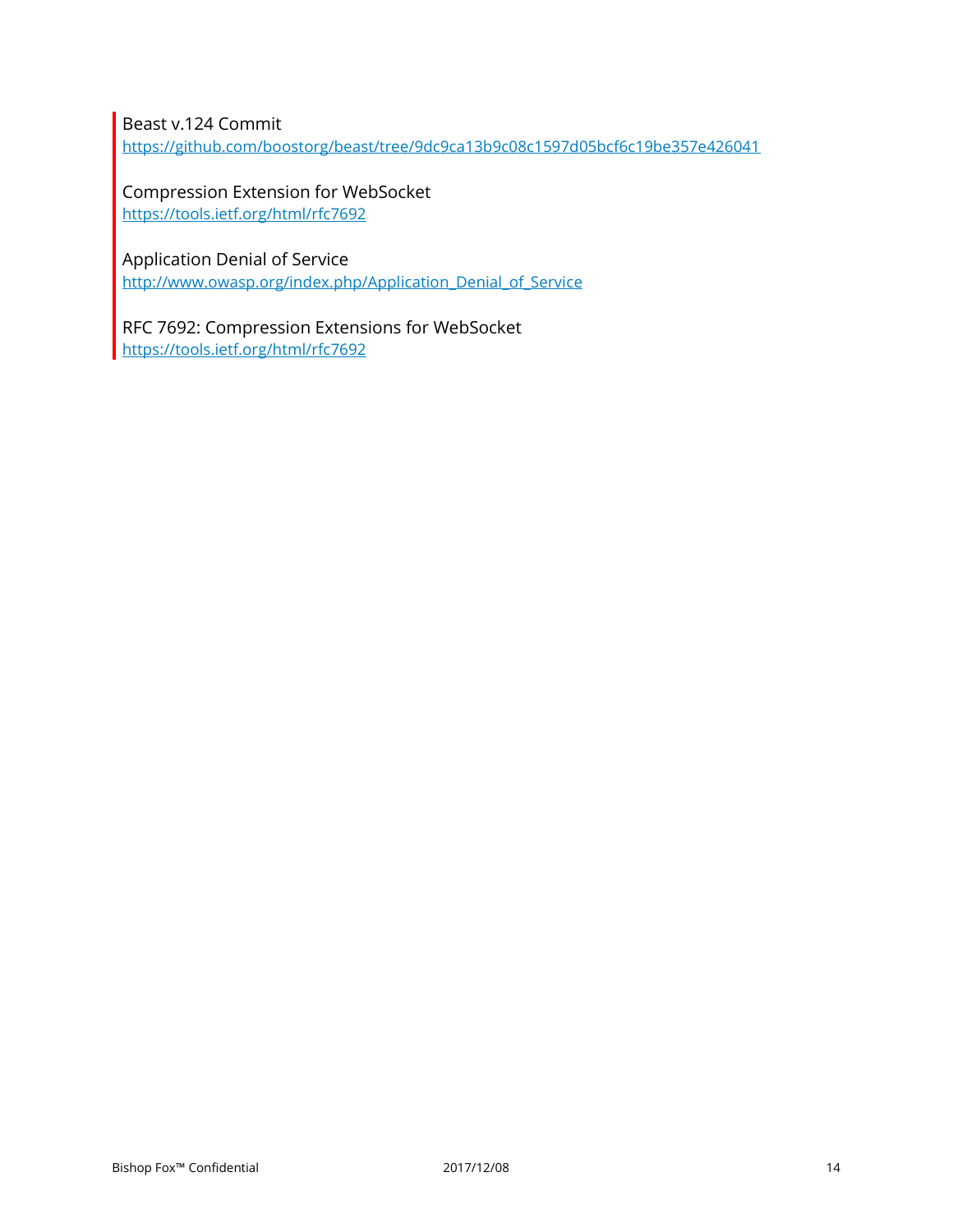Beast v.124 Commit
https://github.com/boostorg/beast/tree/9dc9ca13b9c08c1597d05bcf6c19be357e426041

Compression Extension for WebSocket
https://tools.ietf.org/html/rfc7692

Application Denial of Service
http://www.owasp.org/index.php/Application_Denial_of_Service

RFC 7692: Compression Extensions for WebSocket
https://tools.ietf.org/html/rfc7692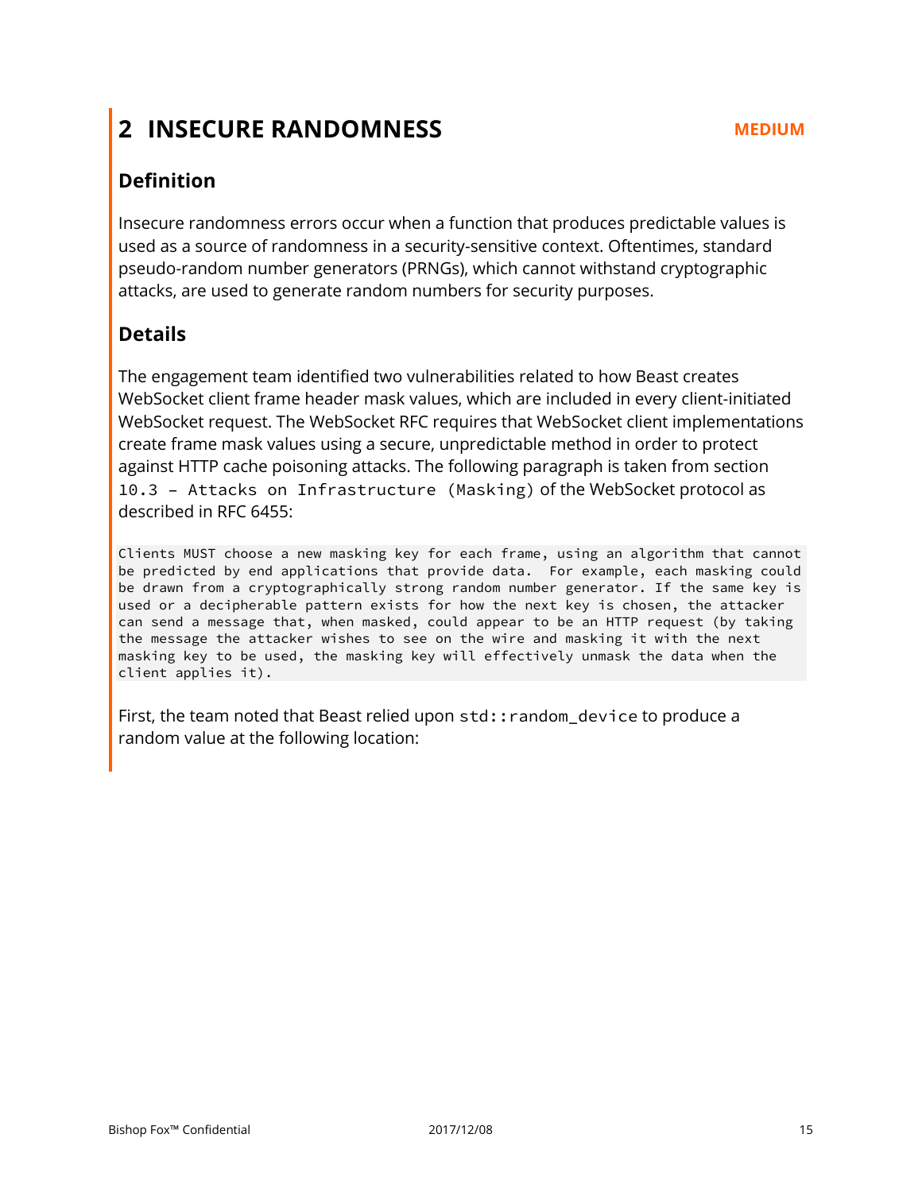# 2 INSECURE RANDOMNESS

**MEDIUM**

## Definition

Insecure randomness errors occur when a function that produces predictable values is used as a source of randomness in a security-sensitive context. Oftentimes, standard pseudo-random number generators (PRNGs), which cannot withstand cryptographic attacks, are used to generate random numbers for security purposes.

## Details

The engagement team identified two vulnerabilities related to how Beast creates WebSocket client frame header mask values, which are included in every client-initiated WebSocket request. The WebSocket RFC requires that WebSocket client implementations create frame mask values using a secure, unpredictable method in order to protect against HTTP cache poisoning attacks. The following paragraph is taken from section `10.3 – Attacks on Infrastructure (Masking)` of the WebSocket protocol as described in RFC 6455:

```
Clients MUST choose a new masking key for each frame, using an algorithm that cannot
be predicted by end applications that provide data.  For example, each masking could
be drawn from a cryptographically strong random number generator. If the same key is
used or a decipherable pattern exists for how the next key is chosen, the attacker
can send a message that, when masked, could appear to be an HTTP request (by taking
the message the attacker wishes to see on the wire and masking it with the next
masking key to be used, the masking key will effectively unmask the data when the
client applies it).
```

First, the team noted that Beast relied upon `std::random_device` to produce a random value at the following location: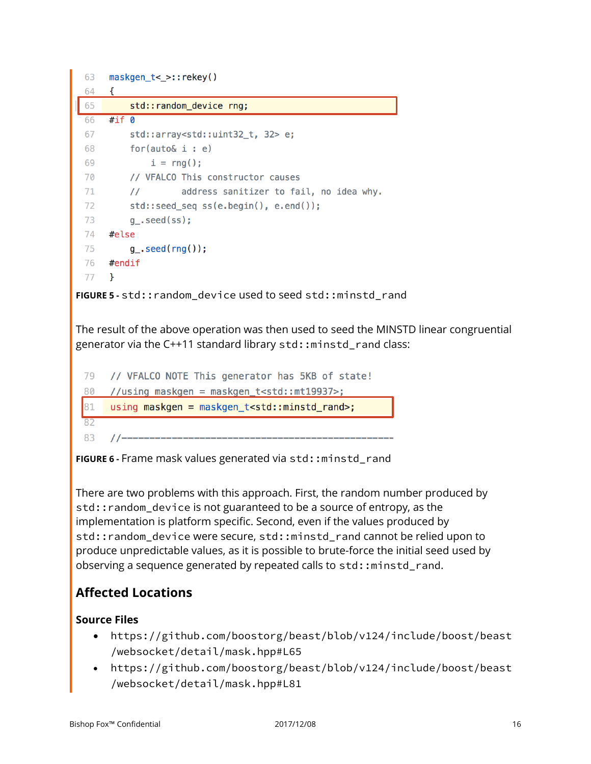```
63  maskgen_t<_>::rekey()
64  {
65      std::random_device rng;
66  #if 0
67      std::array<std::uint32_t, 32> e;
68      for(auto& i : e)
69          i = rng();
70      // VFALCO This constructor causes
71      //        address sanitizer to fail, no idea why.
72      std::seed_seq ss(e.begin(), e.end());
73      g_.seed(ss);
74  #else
75      g_.seed(rng());
76  #endif
77  }
```

**FIGURE 5 -** `std::random_device` used to seed `std::minstd_rand`

The result of the above operation was then used to seed the MINSTD linear congruential generator via the C++11 standard library `std::minstd_rand` class:

```
79  // VFALCO NOTE This generator has 5KB of state!
80  //using maskgen = maskgen_t<std::mt19937>;
81  using maskgen = maskgen_t<std::minstd_rand>;
82
83  //------------------------------------------------
```

**FIGURE 6 -** Frame mask values generated via `std::minstd_rand`

There are two problems with this approach. First, the random number produced by `std::random_device` is not guaranteed to be a source of entropy, as the implementation is platform specific. Second, even if the values produced by `std::random_device` were secure, `std::minstd_rand` cannot be relied upon to produce unpredictable values, as it is possible to brute-force the initial seed used by observing a sequence generated by repeated calls to `std::minstd_rand`.

## Affected Locations

### Source Files

- `https://github.com/boostorg/beast/blob/v124/include/boost/beast/websocket/detail/mask.hpp#L65`
- `https://github.com/boostorg/beast/blob/v124/include/boost/beast/websocket/detail/mask.hpp#L81`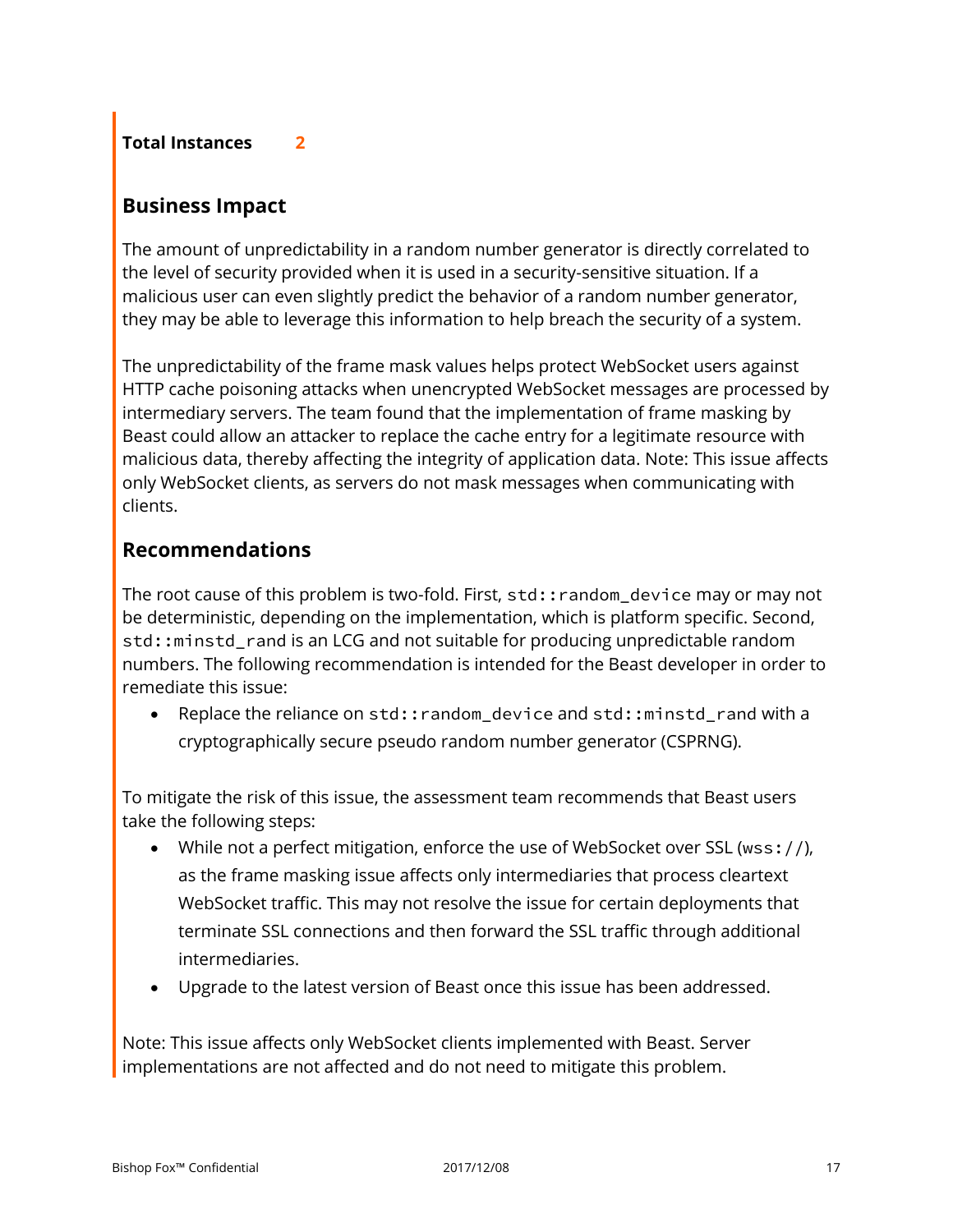**Total Instances** **2**

## Business Impact

The amount of unpredictability in a random number generator is directly correlated to the level of security provided when it is used in a security-sensitive situation. If a malicious user can even slightly predict the behavior of a random number generator, they may be able to leverage this information to help breach the security of a system.

The unpredictability of the frame mask values helps protect WebSocket users against HTTP cache poisoning attacks when unencrypted WebSocket messages are processed by intermediary servers. The team found that the implementation of frame masking by Beast could allow an attacker to replace the cache entry for a legitimate resource with malicious data, thereby affecting the integrity of application data. Note: This issue affects only WebSocket clients, as servers do not mask messages when communicating with clients.

## Recommendations

The root cause of this problem is two-fold. First, `std::random_device` may or may not be deterministic, depending on the implementation, which is platform specific. Second, `std::minstd_rand` is an LCG and not suitable for producing unpredictable random numbers. The following recommendation is intended for the Beast developer in order to remediate this issue:

- Replace the reliance on `std::random_device` and `std::minstd_rand` with a cryptographically secure pseudo random number generator (CSPRNG).

To mitigate the risk of this issue, the assessment team recommends that Beast users take the following steps:

- While not a perfect mitigation, enforce the use of WebSocket over SSL (`wss://`), as the frame masking issue affects only intermediaries that process cleartext WebSocket traffic. This may not resolve the issue for certain deployments that terminate SSL connections and then forward the SSL traffic through additional intermediaries.
- Upgrade to the latest version of Beast once this issue has been addressed.

Note: This issue affects only WebSocket clients implemented with Beast. Server implementations are not affected and do not need to mitigate this problem.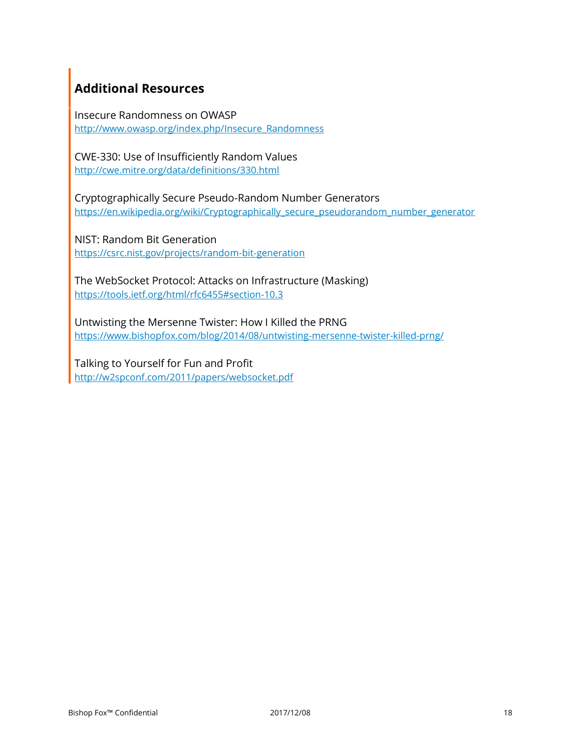## Additional Resources

Insecure Randomness on OWASP
http://www.owasp.org/index.php/Insecure_Randomness

CWE-330: Use of Insufficiently Random Values
http://cwe.mitre.org/data/definitions/330.html

Cryptographically Secure Pseudo-Random Number Generators
https://en.wikipedia.org/wiki/Cryptographically_secure_pseudorandom_number_generator

NIST: Random Bit Generation
https://csrc.nist.gov/projects/random-bit-generation

The WebSocket Protocol: Attacks on Infrastructure (Masking)
https://tools.ietf.org/html/rfc6455#section-10.3

Untwisting the Mersenne Twister: How I Killed the PRNG
https://www.bishopfox.com/blog/2014/08/untwisting-mersenne-twister-killed-prng/

Talking to Yourself for Fun and Profit
http://w2spconf.com/2011/papers/websocket.pdf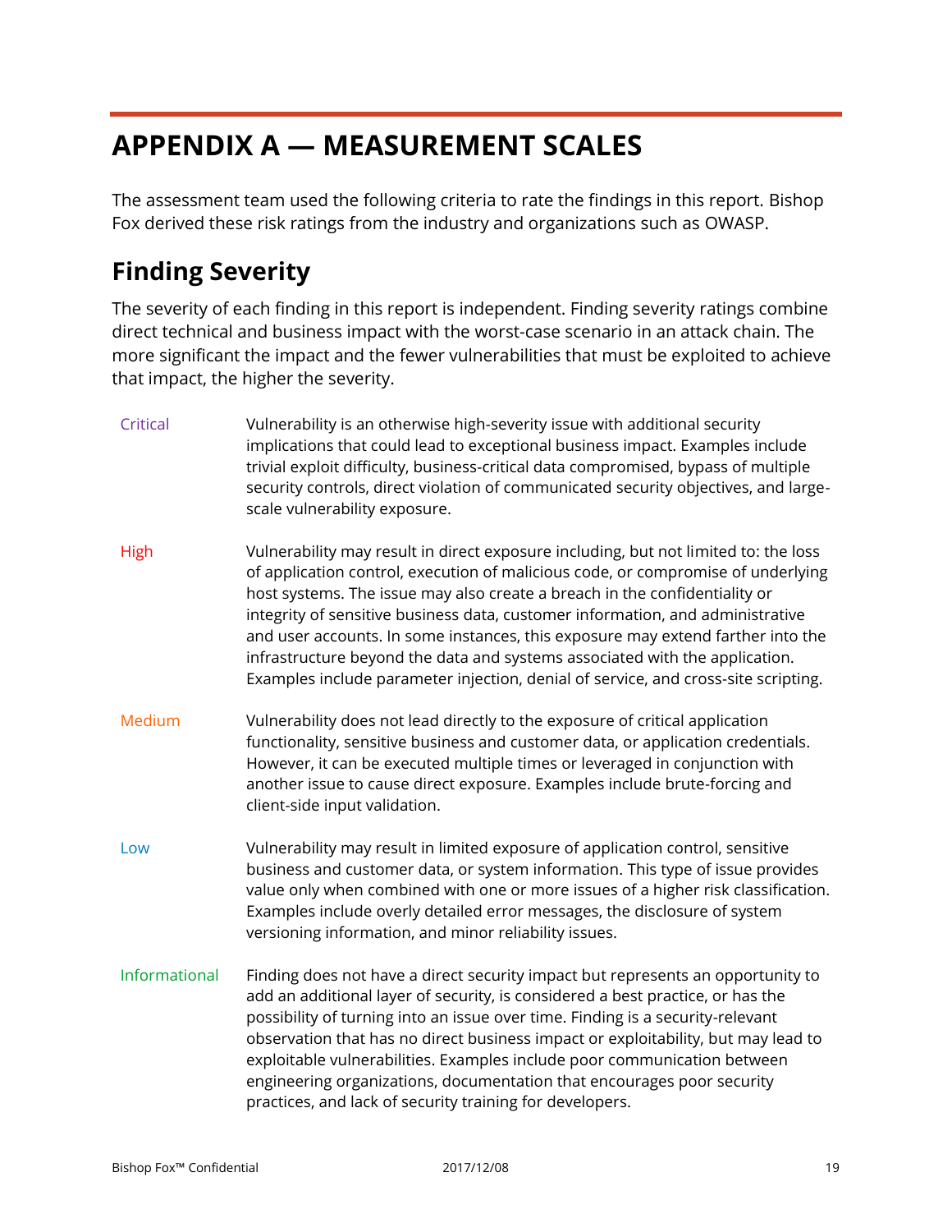# APPENDIX A — MEASUREMENT SCALES

The assessment team used the following criteria to rate the findings in this report. Bishop Fox derived these risk ratings from the industry and organizations such as OWASP.

## Finding Severity

The severity of each finding in this report is independent. Finding severity ratings combine direct technical and business impact with the worst-case scenario in an attack chain. The more significant the impact and the fewer vulnerabilities that must be exploited to achieve that impact, the higher the severity.

| | |
|---|---|
| Critical | Vulnerability is an otherwise high-severity issue with additional security implications that could lead to exceptional business impact. Examples include trivial exploit difficulty, business-critical data compromised, bypass of multiple security controls, direct violation of communicated security objectives, and large-scale vulnerability exposure. |
| High | Vulnerability may result in direct exposure including, but not limited to: the loss of application control, execution of malicious code, or compromise of underlying host systems. The issue may also create a breach in the confidentiality or integrity of sensitive business data, customer information, and administrative and user accounts. In some instances, this exposure may extend farther into the infrastructure beyond the data and systems associated with the application. Examples include parameter injection, denial of service, and cross-site scripting. |
| Medium | Vulnerability does not lead directly to the exposure of critical application functionality, sensitive business and customer data, or application credentials. However, it can be executed multiple times or leveraged in conjunction with another issue to cause direct exposure. Examples include brute-forcing and client-side input validation. |
| Low | Vulnerability may result in limited exposure of application control, sensitive business and customer data, or system information. This type of issue provides value only when combined with one or more issues of a higher risk classification. Examples include overly detailed error messages, the disclosure of system versioning information, and minor reliability issues. |
| Informational | Finding does not have a direct security impact but represents an opportunity to add an additional layer of security, is considered a best practice, or has the possibility of turning into an issue over time. Finding is a security-relevant observation that has no direct business impact or exploitability, but may lead to exploitable vulnerabilities. Examples include poor communication between engineering organizations, documentation that encourages poor security practices, and lack of security training for developers. |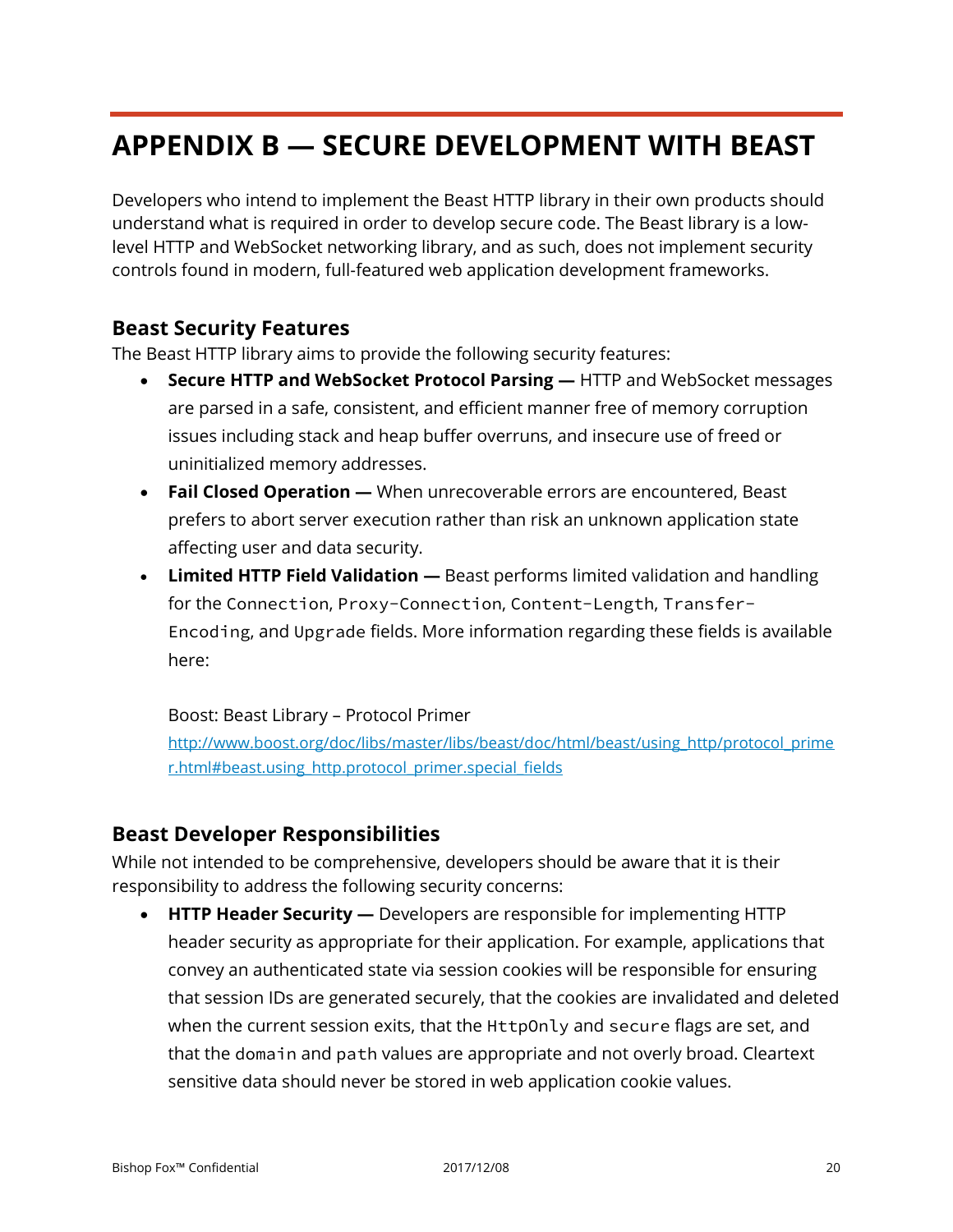# APPENDIX B — SECURE DEVELOPMENT WITH BEAST

Developers who intend to implement the Beast HTTP library in their own products should understand what is required in order to develop secure code. The Beast library is a low-level HTTP and WebSocket networking library, and as such, does not implement security controls found in modern, full-featured web application development frameworks.

## Beast Security Features

The Beast HTTP library aims to provide the following security features:

- **Secure HTTP and WebSocket Protocol Parsing —** HTTP and WebSocket messages are parsed in a safe, consistent, and efficient manner free of memory corruption issues including stack and heap buffer overruns, and insecure use of freed or uninitialized memory addresses.
- **Fail Closed Operation —** When unrecoverable errors are encountered, Beast prefers to abort server execution rather than risk an unknown application state affecting user and data security.
- **Limited HTTP Field Validation —** Beast performs limited validation and handling for the `Connection`, `Proxy-Connection`, `Content-Length`, `Transfer-Encoding`, and `Upgrade` fields. More information regarding these fields is available here:

  Boost: Beast Library – Protocol Primer
  http://www.boost.org/doc/libs/master/libs/beast/doc/html/beast/using_http/protocol_primer.html#beast.using_http.protocol_primer.special_fields

## Beast Developer Responsibilities

While not intended to be comprehensive, developers should be aware that it is their responsibility to address the following security concerns:

- **HTTP Header Security —** Developers are responsible for implementing HTTP header security as appropriate for their application. For example, applications that convey an authenticated state via session cookies will be responsible for ensuring that session IDs are generated securely, that the cookies are invalidated and deleted when the current session exits, that the `HttpOnly` and `secure` flags are set, and that the `domain` and `path` values are appropriate and not overly broad. Cleartext sensitive data should never be stored in web application cookie values.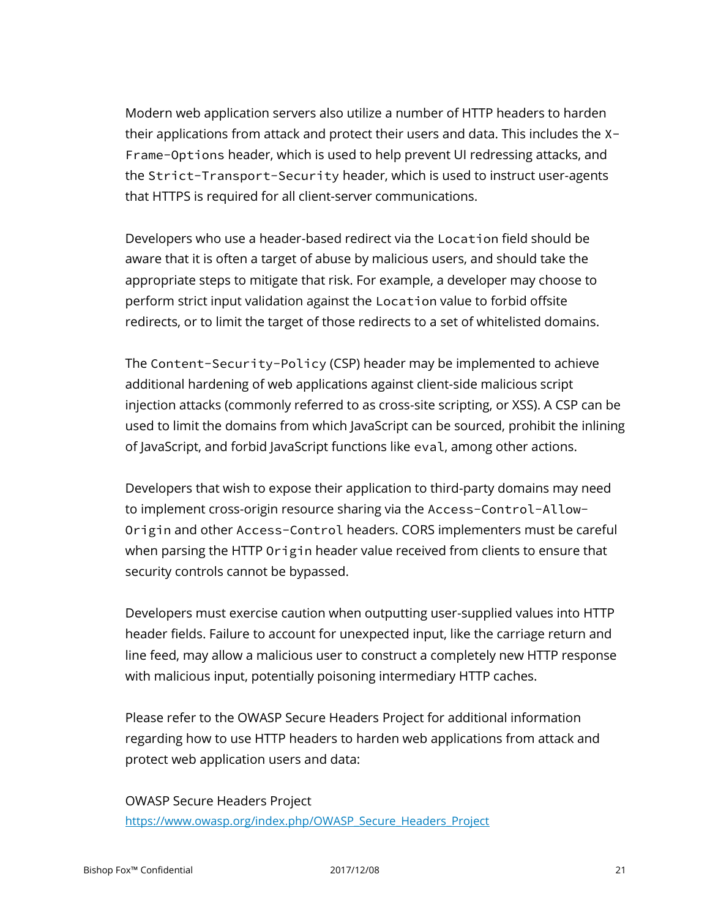Modern web application servers also utilize a number of HTTP headers to harden their applications from attack and protect their users and data. This includes the `X-Frame-Options` header, which is used to help prevent UI redressing attacks, and the `Strict-Transport-Security` header, which is used to instruct user-agents that HTTPS is required for all client-server communications.

Developers who use a header-based redirect via the `Location` field should be aware that it is often a target of abuse by malicious users, and should take the appropriate steps to mitigate that risk. For example, a developer may choose to perform strict input validation against the `Location` value to forbid offsite redirects, or to limit the target of those redirects to a set of whitelisted domains.

The `Content-Security-Policy` (CSP) header may be implemented to achieve additional hardening of web applications against client-side malicious script injection attacks (commonly referred to as cross-site scripting, or XSS). A CSP can be used to limit the domains from which JavaScript can be sourced, prohibit the inlining of JavaScript, and forbid JavaScript functions like `eval`, among other actions.

Developers that wish to expose their application to third-party domains may need to implement cross-origin resource sharing via the `Access-Control-Allow-Origin` and other `Access-Control` headers. CORS implementers must be careful when parsing the HTTP `Origin` header value received from clients to ensure that security controls cannot be bypassed.

Developers must exercise caution when outputting user-supplied values into HTTP header fields. Failure to account for unexpected input, like the carriage return and line feed, may allow a malicious user to construct a completely new HTTP response with malicious input, potentially poisoning intermediary HTTP caches.

Please refer to the OWASP Secure Headers Project for additional information regarding how to use HTTP headers to harden web applications from attack and protect web application users and data:

OWASP Secure Headers Project
https://www.owasp.org/index.php/OWASP_Secure_Headers_Project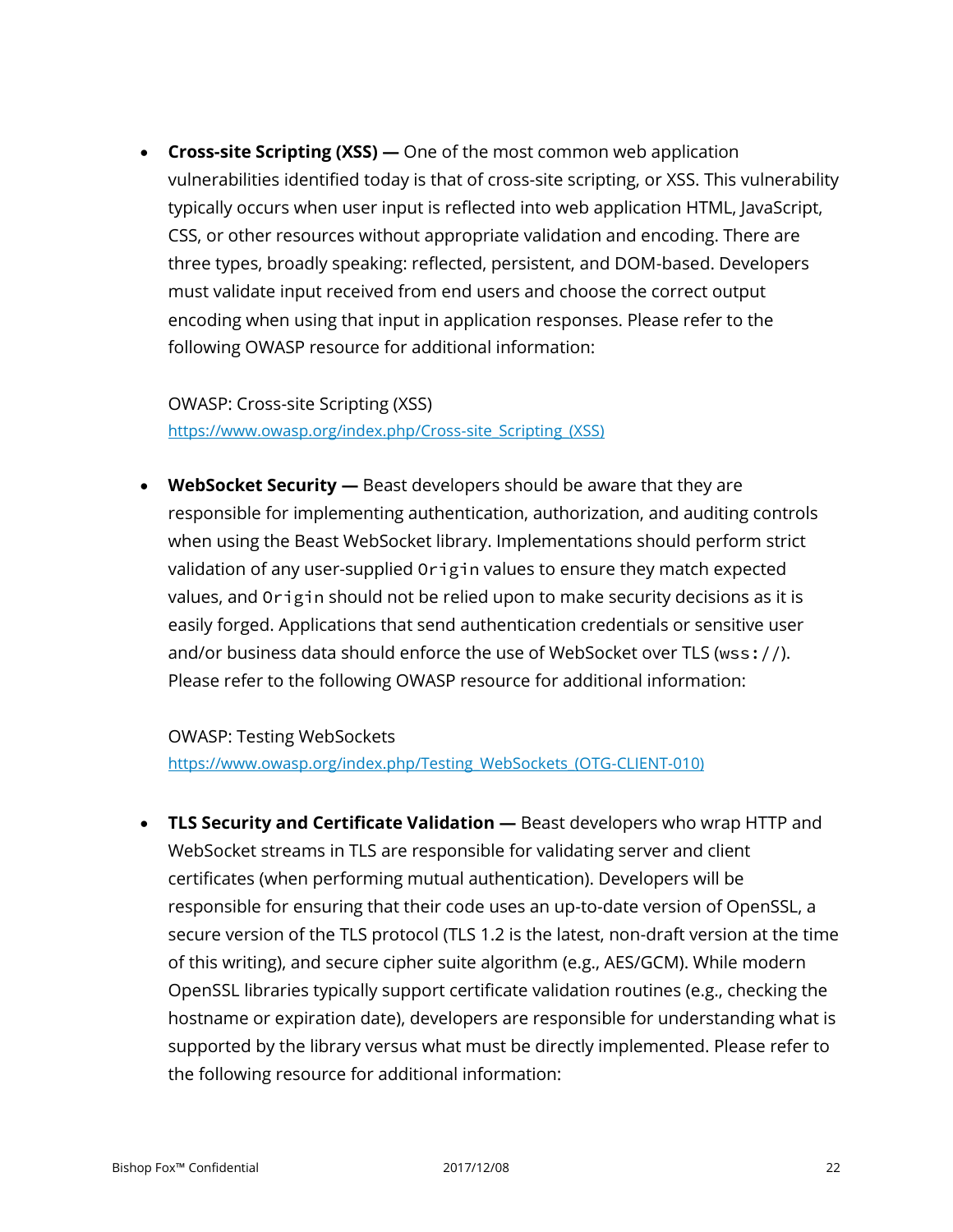- **Cross-site Scripting (XSS) —** One of the most common web application vulnerabilities identified today is that of cross-site scripting, or XSS. This vulnerability typically occurs when user input is reflected into web application HTML, JavaScript, CSS, or other resources without appropriate validation and encoding. There are three types, broadly speaking: reflected, persistent, and DOM-based. Developers must validate input received from end users and choose the correct output encoding when using that input in application responses. Please refer to the following OWASP resource for additional information:

  OWASP: Cross-site Scripting (XSS)
  [https://www.owasp.org/index.php/Cross-site_Scripting_(XSS)](https://www.owasp.org/index.php/Cross-site_Scripting_(XSS))

- **WebSocket Security —** Beast developers should be aware that they are responsible for implementing authentication, authorization, and auditing controls when using the Beast WebSocket library. Implementations should perform strict validation of any user-supplied `Origin` values to ensure they match expected values, and `Origin` should not be relied upon to make security decisions as it is easily forged. Applications that send authentication credentials or sensitive user and/or business data should enforce the use of WebSocket over TLS (`wss://`). Please refer to the following OWASP resource for additional information:

  OWASP: Testing WebSockets
  [https://www.owasp.org/index.php/Testing_WebSockets_(OTG-CLIENT-010)](https://www.owasp.org/index.php/Testing_WebSockets_(OTG-CLIENT-010))

- **TLS Security and Certificate Validation —** Beast developers who wrap HTTP and WebSocket streams in TLS are responsible for validating server and client certificates (when performing mutual authentication). Developers will be responsible for ensuring that their code uses an up-to-date version of OpenSSL, a secure version of the TLS protocol (TLS 1.2 is the latest, non-draft version at the time of this writing), and secure cipher suite algorithm (e.g., AES/GCM). While modern OpenSSL libraries typically support certificate validation routines (e.g., checking the hostname or expiration date), developers are responsible for understanding what is supported by the library versus what must be directly implemented. Please refer to the following resource for additional information: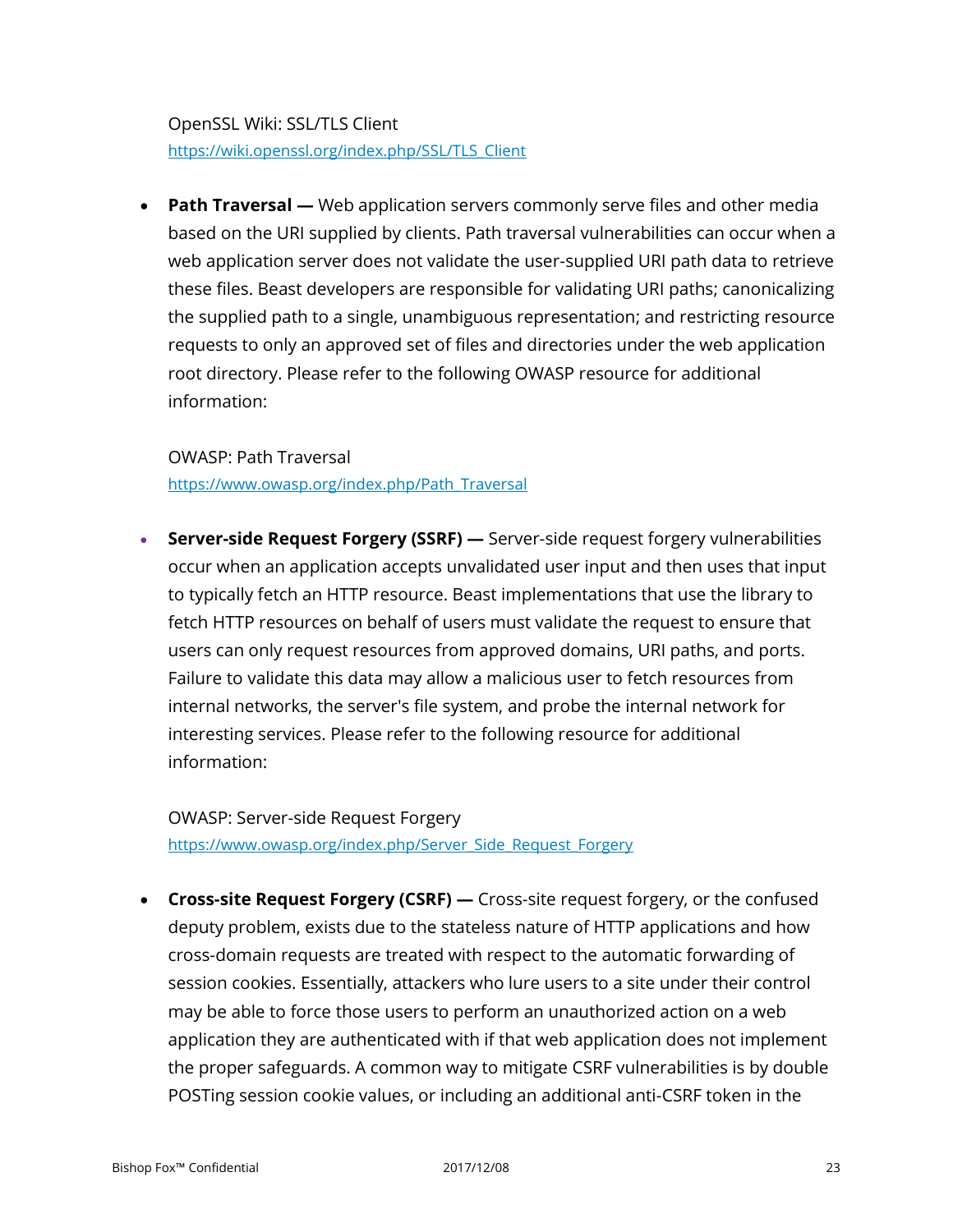OpenSSL Wiki: SSL/TLS Client
https://wiki.openssl.org/index.php/SSL/TLS_Client

- **Path Traversal —** Web application servers commonly serve files and other media based on the URI supplied by clients. Path traversal vulnerabilities can occur when a web application server does not validate the user-supplied URI path data to retrieve these files. Beast developers are responsible for validating URI paths; canonicalizing the supplied path to a single, unambiguous representation; and restricting resource requests to only an approved set of files and directories under the web application root directory. Please refer to the following OWASP resource for additional information:

  OWASP: Path Traversal
  https://www.owasp.org/index.php/Path_Traversal

- **Server-side Request Forgery (SSRF) —** Server-side request forgery vulnerabilities occur when an application accepts unvalidated user input and then uses that input to typically fetch an HTTP resource. Beast implementations that use the library to fetch HTTP resources on behalf of users must validate the request to ensure that users can only request resources from approved domains, URI paths, and ports. Failure to validate this data may allow a malicious user to fetch resources from internal networks, the server's file system, and probe the internal network for interesting services. Please refer to the following resource for additional information:

  OWASP: Server-side Request Forgery
  https://www.owasp.org/index.php/Server_Side_Request_Forgery

- **Cross-site Request Forgery (CSRF) —** Cross-site request forgery, or the confused deputy problem, exists due to the stateless nature of HTTP applications and how cross-domain requests are treated with respect to the automatic forwarding of session cookies. Essentially, attackers who lure users to a site under their control may be able to force those users to perform an unauthorized action on a web application they are authenticated with if that web application does not implement the proper safeguards. A common way to mitigate CSRF vulnerabilities is by double POSTing session cookie values, or including an additional anti-CSRF token in the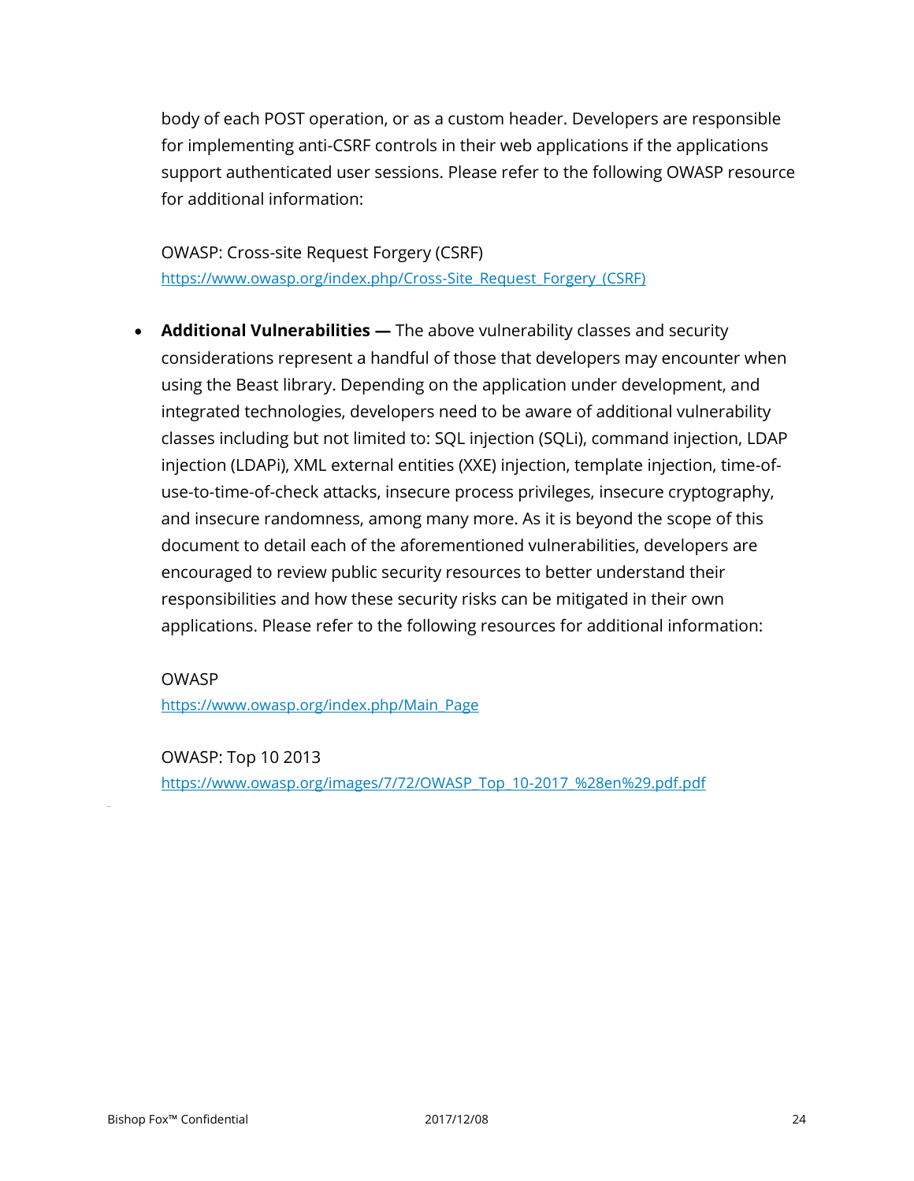body of each POST operation, or as a custom header. Developers are responsible for implementing anti-CSRF controls in their web applications if the applications support authenticated user sessions. Please refer to the following OWASP resource for additional information:

OWASP: Cross-site Request Forgery (CSRF)
https://www.owasp.org/index.php/Cross-Site_Request_Forgery_(CSRF)

- **Additional Vulnerabilities —** The above vulnerability classes and security considerations represent a handful of those that developers may encounter when using the Beast library. Depending on the application under development, and integrated technologies, developers need to be aware of additional vulnerability classes including but not limited to: SQL injection (SQLi), command injection, LDAP injection (LDAPi), XML external entities (XXE) injection, template injection, time-of-use-to-time-of-check attacks, insecure process privileges, insecure cryptography, and insecure randomness, among many more. As it is beyond the scope of this document to detail each of the aforementioned vulnerabilities, developers are encouraged to review public security resources to better understand their responsibilities and how these security risks can be mitigated in their own applications. Please refer to the following resources for additional information:

  OWASP
  https://www.owasp.org/index.php/Main_Page

  OWASP: Top 10 2013
  https://www.owasp.org/images/7/72/OWASP_Top_10-2017_%28en%29.pdf.pdf